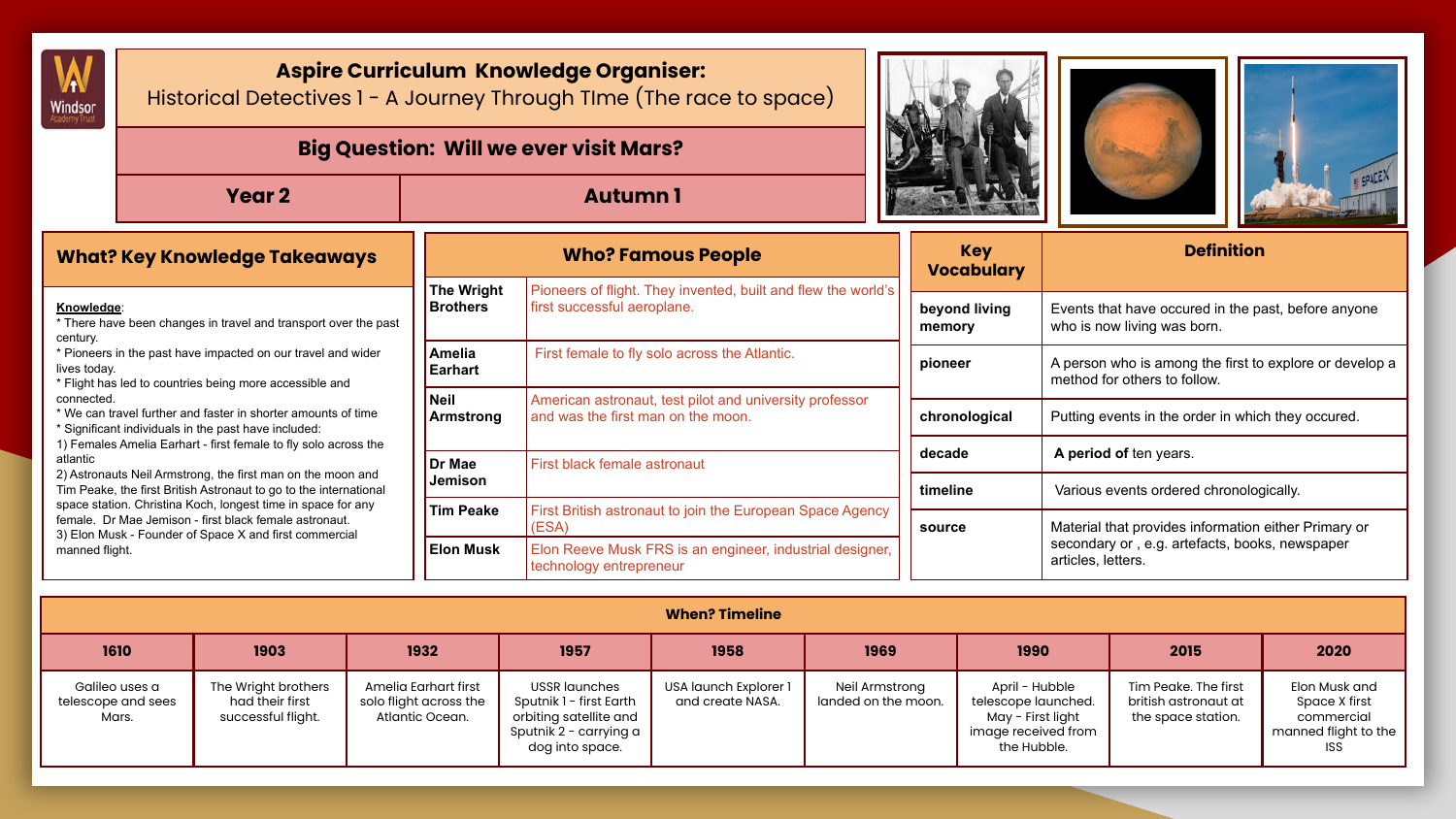# Aspire Curriculum Knowledge Organiser:

Historical Detectives 1 - A Journey Through TIme (The race to space)

## Big Question: Will we ever visit Mars?

| Year 2 | Autumn 1 |
|---|---|

## What? Key Knowledge Takeaways

**Knowledge**:

* There have been changes in travel and transport over the past century.
* Pioneers in the past have impacted on our travel and wider lives today.
* Flight has led to countries being more accessible and connected.
* We can travel further and faster in shorter amounts of time
* Significant individuals in the past have included:

1) Females Amelia Earhart - first female to fly solo across the atlantic
2) Astronauts Neil Armstrong, the first man on the moon and Tim Peake, the first British Astronaut to go to the international space station. Christina Koch, longest time in space for any female. Dr Mae Jemison - first black female astronaut.
3) Elon Musk - Founder of Space X and first commercial manned flight.

## Who? Famous People

| Who? Famous People | |
|---|---|
| **The Wright Brothers** | Pioneers of flight. They invented, built and flew the world's first successful aeroplane. |
| **Amelia Earhart** | First female to fly solo across the Atlantic. |
| **Neil Armstrong** | American astronaut, test pilot and university professor and was the first man on the moon. |
| **Dr Mae Jemison** | First black female astronaut |
| **Tim Peake** | First British astronaut to join the European Space Agency (ESA) |
| **Elon Musk** | Elon Reeve Musk FRS is an engineer, industrial designer, technology entrepreneur |

| Key Vocabulary | Definition |
|---|---|
| **beyond living memory** | Events that have occured in the past, before anyone who is now living was born. |
| **pioneer** | A person who is among the first to explore or develop a method for others to follow. |
| **chronological** | Putting events in the order in which they occured. |
| **decade** | **A period of** ten years. |
| **timeline** | Various events ordered chronologically. |
| **source** | Material that provides information either Primary or secondary or , e.g. artefacts, books, newspaper articles, letters. |

## When? Timeline

| 1610 | 1903 | 1932 | 1957 | 1958 | 1969 | 1990 | 2015 | 2020 |
|---|---|---|---|---|---|---|---|---|
| Galileo uses a telescope and sees Mars. | The Wright brothers had their first successful flight. | Amelia Earhart first solo flight across the Atlantic Ocean. | USSR launches Sputnik 1 - first Earth orbiting satellite and Sputnik 2 - carrying a dog into space. | USA launch Explorer 1 and create NASA. | Neil Armstrong landed on the moon. | April - Hubble telescope launched. May - First light image received from the Hubble. | Tim Peake. The first british astronaut at the space station. | Elon Musk and Space X first commercial manned flight to the ISS |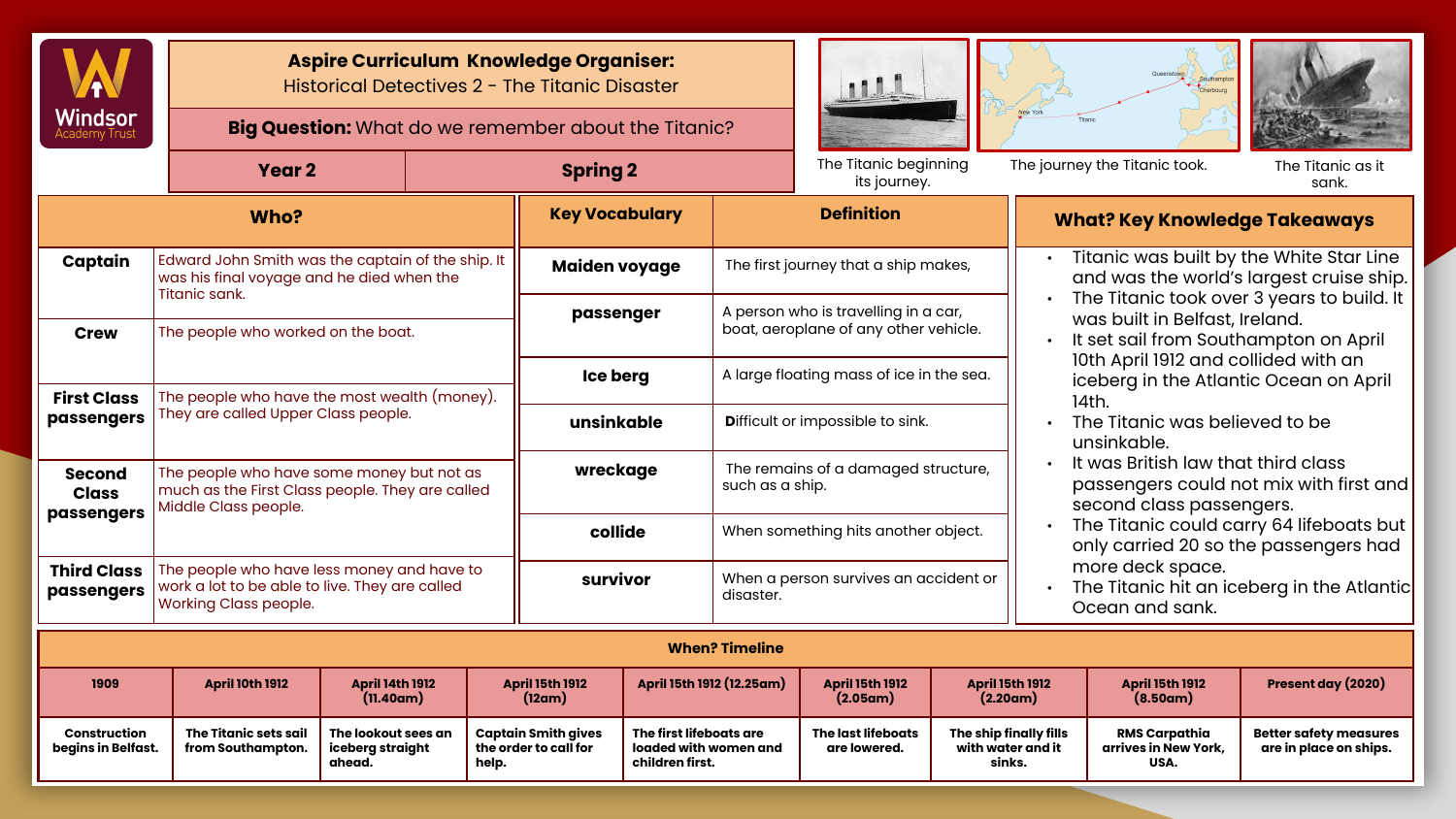# Aspire Curriculum Knowledge Organiser:
## Historical Detectives 2 - The Titanic Disaster

**Big Question:** What do we remember about the Titanic?

| Year 2 | Spring 2 |
|---|---|

The Titanic beginning its journey.

The journey the Titanic took.

The Titanic as it sank.

## Who?

| | |
|---|---|
| **Captain** | Edward John Smith was the captain of the ship. It was his final voyage and he died when the Titanic sank. |
| **Crew** | The people who worked on the boat. |
| **First Class passengers** | The people who have the most wealth (money). They are called Upper Class people. |
| **Second Class passengers** | The people who have some money but not as much as the First Class people. They are called Middle Class people. |
| **Third Class passengers** | The people who have less money and have to work a lot to be able to live. They are called Working Class people. |

## Key Vocabulary

| Key Vocabulary | Definition |
|---|---|
| **Maiden voyage** | The first journey that a ship makes, |
| **passenger** | A person who is travelling in a car, boat, aeroplane of any other vehicle. |
| **Ice berg** | A large floating mass of ice in the sea. |
| **unsinkable** | Difficult or impossible to sink. |
| **wreckage** | The remains of a damaged structure, such as a ship. |
| **collide** | When something hits another object. |
| **survivor** | When a person survives an accident or disaster. |

## What? Key Knowledge Takeaways

- Titanic was built by the White Star Line and was the world's largest cruise ship.
- The Titanic took over 3 years to build. It was built in Belfast, Ireland.
- It set sail from Southampton on April 10th April 1912 and collided with an iceberg in the Atlantic Ocean on April 14th.
- The Titanic was believed to be unsinkable.
- It was British law that third class passengers could not mix with first and second class passengers.
- The Titanic could carry 64 lifeboats but only carried 20 so the passengers had more deck space.
- The Titanic hit an iceberg in the Atlantic Ocean and sank.

## When? Timeline

| 1909 | April 10th 1912 | April 14th 1912 (11.40am) | April 15th 1912 (12am) | April 15th 1912 (12.25am) | April 15th 1912 (2.05am) | April 15th 1912 (2.20am) | April 15th 1912 (8.50am) | Present day (2020) |
|---|---|---|---|---|---|---|---|---|
| Construction begins in Belfast. | The Titanic sets sail from Southampton. | The lookout sees an iceberg straight ahead. | Captain Smith gives the order to call for help. | The first lifeboats are loaded with women and children first. | The last lifeboats are lowered. | The ship finally fills with water and it sinks. | RMS Carpathia arrives in New York, USA. | Better safety measures are in place on ships. |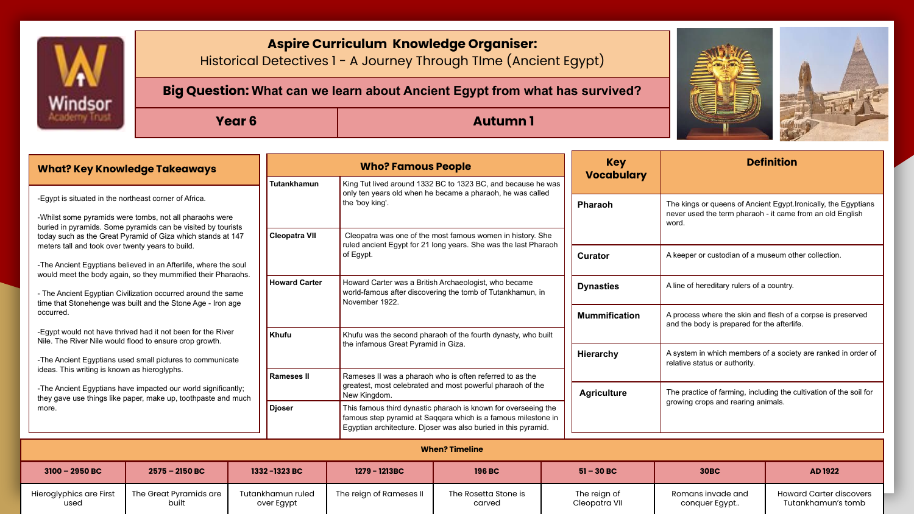# Aspire Curriculum Knowledge Organiser:

Historical Detectives 1 - A Journey Through TIme (Ancient Egypt)

## Big Question: What can we learn about Ancient Egypt from what has survived?

| Year 6 | Autumn 1 |
| --- | --- |

## What? Key Knowledge Takeaways

-Egypt is situated in the northeast corner of Africa.

-Whilst some pyramids were tombs, not all pharaohs were buried in pyramids. Some pyramids can be visited by tourists today such as the Great Pyramid of Giza which stands at 147 meters tall and took over twenty years to build.

-The Ancient Egyptians believed in an Afterlife, where the soul would meet the body again, so they mummified their Pharaohs.

- The Ancient Egyptian Civilization occurred around the same time that Stonehenge was built and the Stone Age - Iron age occurred.

-Egypt would not have thrived had it not been for the River Nile. The River Nile would flood to ensure crop growth.

-The Ancient Egyptians used small pictures to communicate ideas. This writing is known as hieroglyphs.

-The Ancient Egyptians have impacted our world significantly; they gave use things like paper, make up, toothpaste and much more.

## Who? Famous People

| Name | Description |
| --- | --- |
| Tutankhamun | King Tut lived around 1332 BC to 1323 BC, and because he was only ten years old when he became a pharaoh, he was called the 'boy king'. |
| Cleopatra VII | Cleopatra was one of the most famous women in history. She ruled ancient Egypt for 21 long years. She was the last Pharaoh of Egypt. |
| Howard Carter | Howard Carter was a British Archaeologist, who became world-famous after discovering the tomb of Tutankhamun, in November 1922. |
| Khufu | Khufu was the second pharaoh of the fourth dynasty, who built the infamous Great Pyramid in Giza. |
| Rameses II | Rameses II was a pharaoh who is often referred to as the greatest, most celebrated and most powerful pharaoh of the New Kingdom. |
| Djoser | This famous third dynastic pharaoh is known for overseeing the famous step pyramid at Saqqara which is a famous milestone in Egyptian architecture. Djoser was also buried in this pyramid. |

| Key Vocabulary | Definition |
| --- | --- |
| Pharaoh | The kings or queens of Ancient Egypt.Ironically, the Egyptians never used the term pharaoh - it came from an old English word. |
| Curator | A keeper or custodian of a museum other collection. |
| Dynasties | A line of hereditary rulers of a country. |
| Mummification | A process where the skin and flesh of a corpse is preserved and the body is prepared for the afterlife. |
| Hierarchy | A system in which members of a society are ranked in order of relative status or authority. |
| Agriculture | The practice of farming, including the cultivation of the soil for growing crops and rearing animals. |

## When? Timeline

| 3100 – 2950 BC | 2575 – 2150 BC | 1332 -1323 BC | 1279 - 1213BC | 196 BC | 51 – 30 BC | 30BC | AD 1922 |
| --- | --- | --- | --- | --- | --- | --- | --- |
| Hieroglyphics are First used | The Great Pyramids are built | Tutankhamun ruled over Egypt | The reign of Rameses II | The Rosetta Stone is carved | The reign of Cleopatra VII | Romans invade and conquer Egypt.. | Howard Carter discovers Tutankhamun's tomb |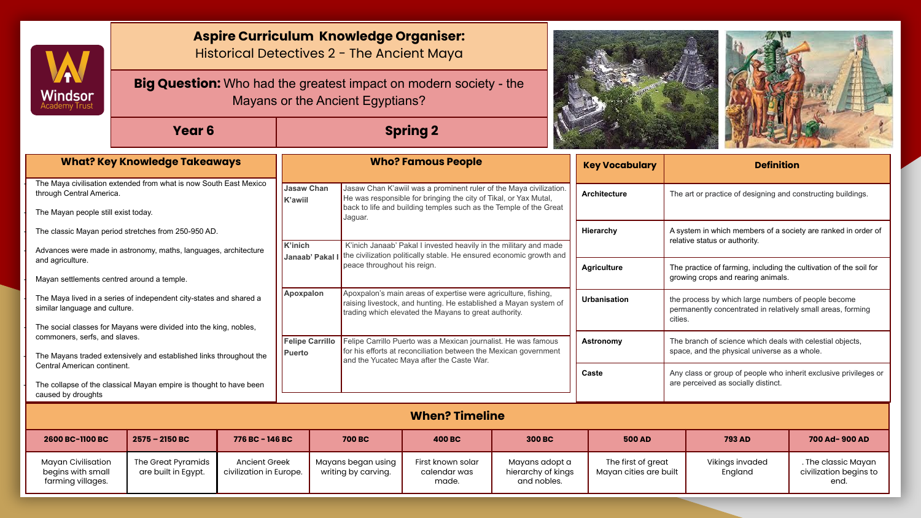# Aspire Curriculum Knowledge Organiser:

Historical Detectives 2 - The Ancient Maya

**Big Question:** Who had the greatest impact on modern society - the Mayans or the Ancient Egyptians?

| Year 6 | Spring 2 |
|---|---|

## What? Key Knowledge Takeaways

- The Maya civilisation extended from what is now South East Mexico through Central America.
- The Mayan people still exist today.
- The classic Mayan period stretches from 250-950 AD.
- Advances were made in astronomy, maths, languages, architecture and agriculture.
- Mayan settlements centred around a temple.
- The Maya lived in a series of independent city-states and shared a similar language and culture.
- The social classes for Mayans were divided into the king, nobles, commoners, serfs, and slaves.
- The Mayans traded extensively and established links throughout the Central American continent.
- The collapse of the classical Mayan empire is thought to have been caused by droughts

## Who? Famous People

| | |
|---|---|
| **Jasaw Chan K'awiil** | Jasaw Chan K'awiil was a prominent ruler of the Maya civilization. He was responsible for bringing the city of Tikal, or Yax Mutal, back to life and building temples such as the Temple of the Great Jaguar. |
| **K'inich Janaab' Pakal I** | K'inich Janaab' Pakal I invested heavily in the military and made the civilization politically stable. He ensured economic growth and peace throughout his reign. |
| **Apoxpalon** | Apoxpalon's main areas of expertise were agriculture, fishing, raising livestock, and hunting. He established a Mayan system of trading which elevated the Mayans to great authority. |
| **Felipe Carrillo Puerto** | Felipe Carrillo Puerto was a Mexican journalist. He was famous for his efforts at reconciliation between the Mexican government and the Yucatec Maya after the Caste War. |

| Key Vocabulary | Definition |
|---|---|
| **Architecture** | The art or practice of designing and constructing buildings. |
| **Hierarchy** | A system in which members of a society are ranked in order of relative status or authority. |
| **Agriculture** | The practice of farming, including the cultivation of the soil for growing crops and rearing animals. |
| **Urbanisation** | the process by which large numbers of people become permanently concentrated in relatively small areas, forming cities. |
| **Astronomy** | The branch of science which deals with celestial objects, space, and the physical universe as a whole. |
| **Caste** | Any class or group of people who inherit exclusive privileges or are perceived as socially distinct. |

## When? Timeline

| 2600 BC-1100 BC | 2575 – 2150 BC | 776 BC - 146 BC | 700 BC | 400 BC | 300 BC | 500 AD | 793 AD | 700 Ad- 900 AD |
|---|---|---|---|---|---|---|---|---|
| Mayan Civilisation begins with small farming villages. | The Great Pyramids are built in Egypt. | Ancient Greek civilization in Europe. | Mayans began using writing by carving. | First known solar calendar was made. | Mayans adopt a hierarchy of kings and nobles. | The first of great Mayan cities are built | Vikings invaded England | . The classic Mayan civilization begins to end. |